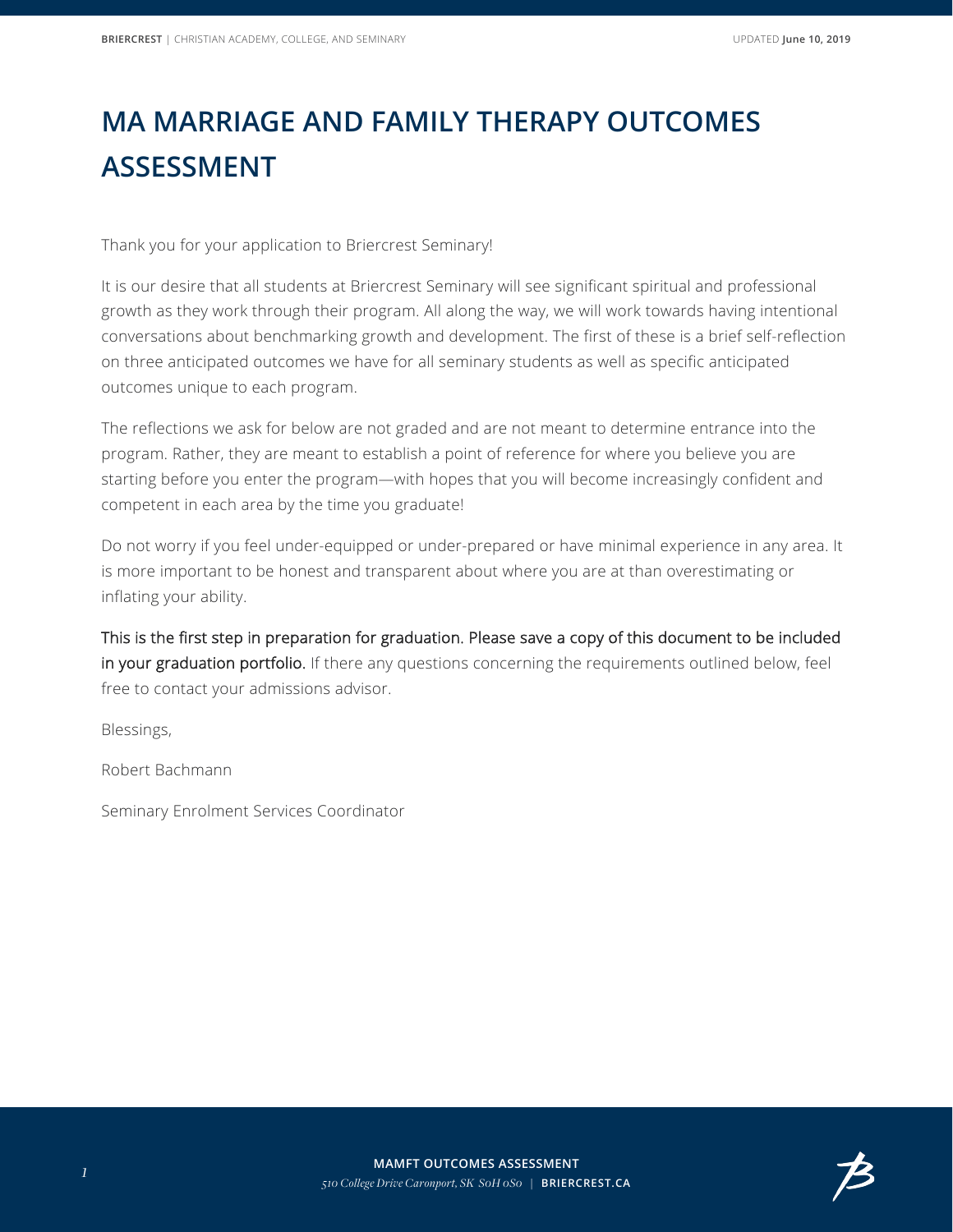# MA MARRIAGE AND FAMILY THERAPY OUTCOMES ASSESSMENT

Thank you for your application to Briercrest Seminary!

It is our desire that all students at Briercrest Seminary will see significant spiritual and professional growth as they work through their program. All along the way, we will work towards having intentional conversations about benchmarking growth and development. The first of these is a brief self-reflection on three anticipated outcomes we have for all seminary students as well as specific anticipated outcomes unique to each program.

The reflections we ask for below are not graded and are not meant to determine entrance into the program. Rather, they are meant to establish a point of reference for where you believe you are starting before you enter the program—with hopes that you will become increasingly confident and competent in each area by the time you graduate!

Do not worry if you feel under-equipped or under-prepared or have minimal experience in any area. It is more important to be honest and transparent about where you are at than overestimating or inflating your ability.

This is the first step in preparation for graduation. Please save a copy of this document to be included in your graduation portfolio. If there any questions concerning the requirements outlined below, feel free to contact your admissions advisor.

Blessings,

Robert Bachmann

Seminary Enrolment Services Coordinator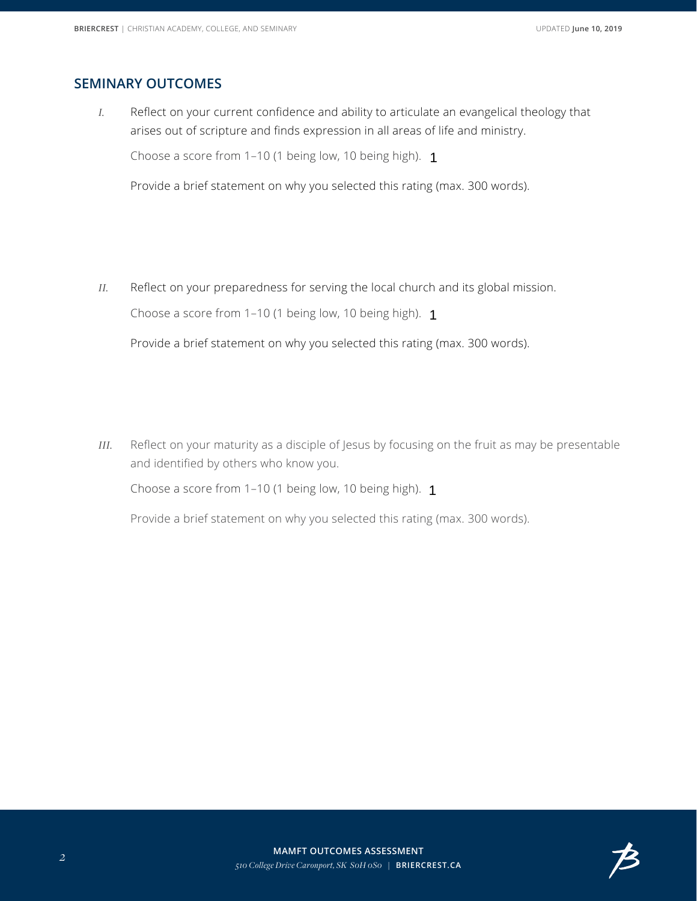## SEMINARY OUTCOMES

*I.* Reflect on your current confidence and ability to articulate an evangelical theology that arises out of scripture and finds expression in all areas of life and ministry.

Choose a score from 1–10 (1 being low, 10 being high). 1

Provide a brief statement on why you selected this rating (max. 300 words).

*II.* Reflect on your preparedness for serving the local church and its global mission.

Choose a score from 1–10 (1 being low, 10 being high). 1

Provide a brief statement on why you selected this rating (max. 300 words).

*III.* Reflect on your maturity as a disciple of Jesus by focusing on the fruit as may be presentable and identified by others who know you.

Choose a score from 1–10 (1 being low, 10 being high). 1

Provide a brief statement on why you selected this rating (max. 300 words).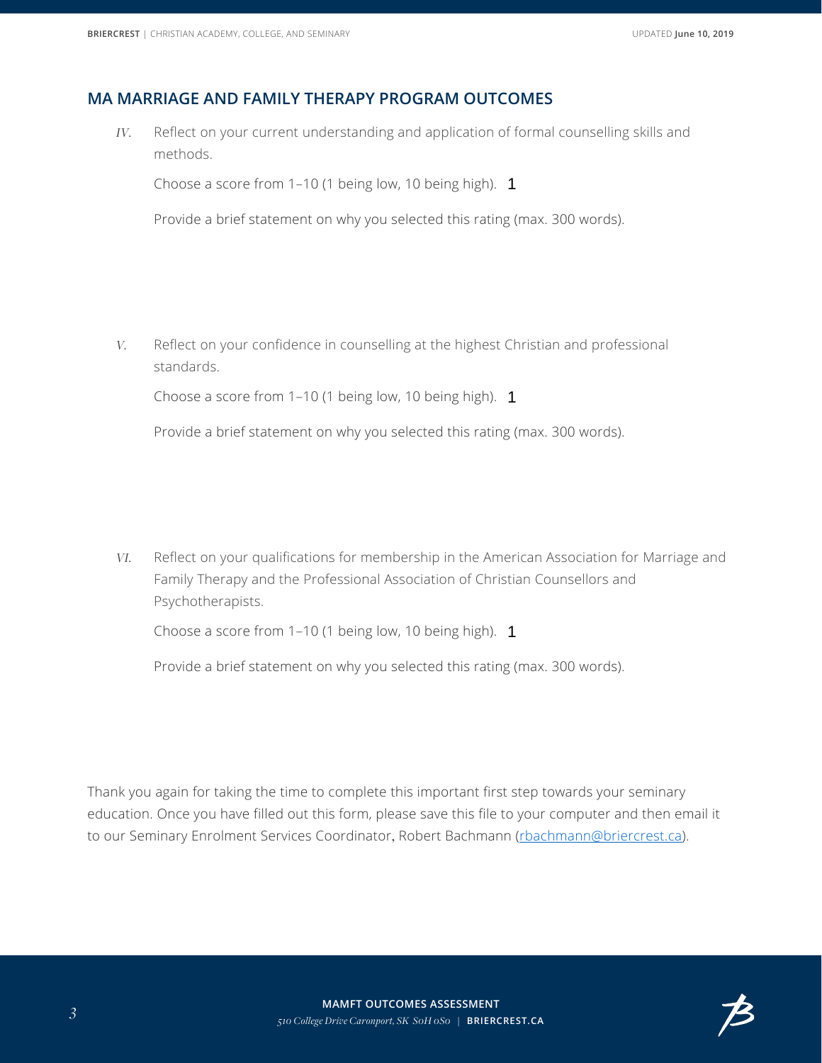## MA MARRIAGE AND FAMILY THERAPY PROGRAM OUTCOMES

*IV.* Reflect on your current understanding and application of formal counselling skills and methods.

Choose a score from 1–10 (1 being low, 10 being high). 1

Provide a brief statement on why you selected this rating (max. 300 words).

*V.* Reflect on your confidence in counselling at the highest Christian and professional standards.

Choose a score from 1–10 (1 being low, 10 being high). 1

Provide a brief statement on why you selected this rating (max. 300 words).

*VI.* Reflect on your qualifications for membership in the American Association for Marriage and Family Therapy and the Professional Association of Christian Counsellors and Psychotherapists.

Choose a score from 1–10 (1 being low, 10 being high). 1

Provide a brief statement on why you selected this rating (max. 300 words).

Thank you again for taking the time to complete this important first step towards your seminary education. Once you have filled out this form, please save this file to your computer and then email it to our Seminary Enrolment Services Coordinator, Robert Bachmann (rbachmann@briercrest.ca).